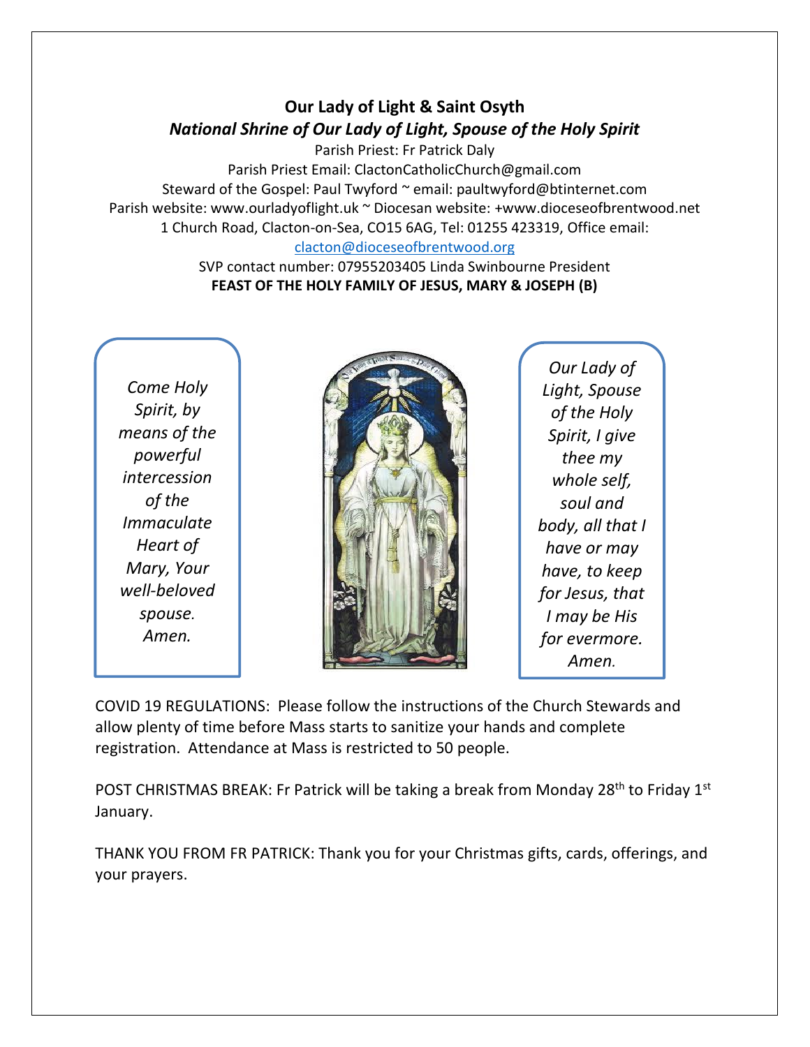**Our Lady of Light & Saint Osyth**

***National Shrine of Our Lady of Light, Spouse of the Holy Spirit***

Parish Priest: Fr Patrick Daly

Parish Priest Email: ClactonCatholicChurch@gmail.com

Steward of the Gospel: Paul Twyford ~ email: paultwyford@btinternet.com

Parish website: www.ourladyoflight.uk ~ Diocesan website: +www.dioceseofbrentwood.net

1 Church Road, Clacton-on-Sea, CO15 6AG, Tel: 01255 423319, Office email: clacton@dioceseofbrentwood.org

SVP contact number: 07955203405 Linda Swinbourne President

**FEAST OF THE HOLY FAMILY OF JESUS, MARY & JOSEPH (B)**

*Come Holy Spirit, by means of the powerful intercession of the Immaculate Heart of Mary, Your well-beloved spouse. Amen.*

*Our Lady of Light, Spouse of the Holy Spirit, I give thee my whole self, soul and body, all that I have or may have, to keep for Jesus, that I may be His for evermore. Amen.*

COVID 19 REGULATIONS: Please follow the instructions of the Church Stewards and allow plenty of time before Mass starts to sanitize your hands and complete registration. Attendance at Mass is restricted to 50 people.

POST CHRISTMAS BREAK: Fr Patrick will be taking a break from Monday 28th to Friday 1st January.

THANK YOU FROM FR PATRICK: Thank you for your Christmas gifts, cards, offerings, and your prayers.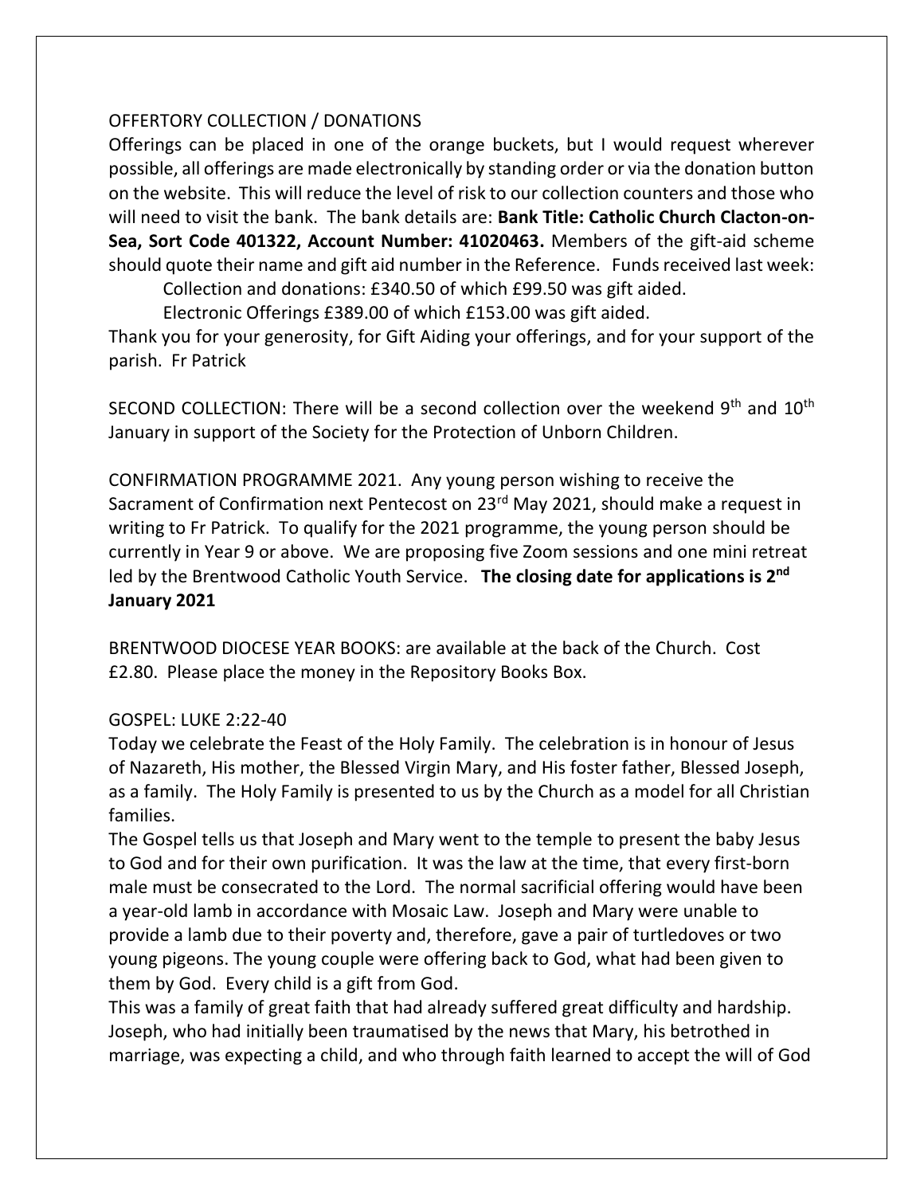OFFERTORY COLLECTION / DONATIONS

Offerings can be placed in one of the orange buckets, but I would request wherever possible, all offerings are made electronically by standing order or via the donation button on the website. This will reduce the level of risk to our collection counters and those who will need to visit the bank. The bank details are: **Bank Title: Catholic Church Clacton-on-Sea, Sort Code 401322, Account Number: 41020463.** Members of the gift-aid scheme should quote their name and gift aid number in the Reference. Funds received last week:

Collection and donations: £340.50 of which £99.50 was gift aided.

Electronic Offerings £389.00 of which £153.00 was gift aided.

Thank you for your generosity, for Gift Aiding your offerings, and for your support of the parish. Fr Patrick

SECOND COLLECTION: There will be a second collection over the weekend 9th and 10th January in support of the Society for the Protection of Unborn Children.

CONFIRMATION PROGRAMME 2021. Any young person wishing to receive the Sacrament of Confirmation next Pentecost on 23rd May 2021, should make a request in writing to Fr Patrick. To qualify for the 2021 programme, the young person should be currently in Year 9 or above. We are proposing five Zoom sessions and one mini retreat led by the Brentwood Catholic Youth Service. **The closing date for applications is 2nd January 2021**

BRENTWOOD DIOCESE YEAR BOOKS: are available at the back of the Church. Cost £2.80. Please place the money in the Repository Books Box.

GOSPEL: LUKE 2:22-40

Today we celebrate the Feast of the Holy Family. The celebration is in honour of Jesus of Nazareth, His mother, the Blessed Virgin Mary, and His foster father, Blessed Joseph, as a family. The Holy Family is presented to us by the Church as a model for all Christian families.

The Gospel tells us that Joseph and Mary went to the temple to present the baby Jesus to God and for their own purification. It was the law at the time, that every first-born male must be consecrated to the Lord. The normal sacrificial offering would have been a year-old lamb in accordance with Mosaic Law. Joseph and Mary were unable to provide a lamb due to their poverty and, therefore, gave a pair of turtledoves or two young pigeons. The young couple were offering back to God, what had been given to them by God. Every child is a gift from God.

This was a family of great faith that had already suffered great difficulty and hardship. Joseph, who had initially been traumatised by the news that Mary, his betrothed in marriage, was expecting a child, and who through faith learned to accept the will of God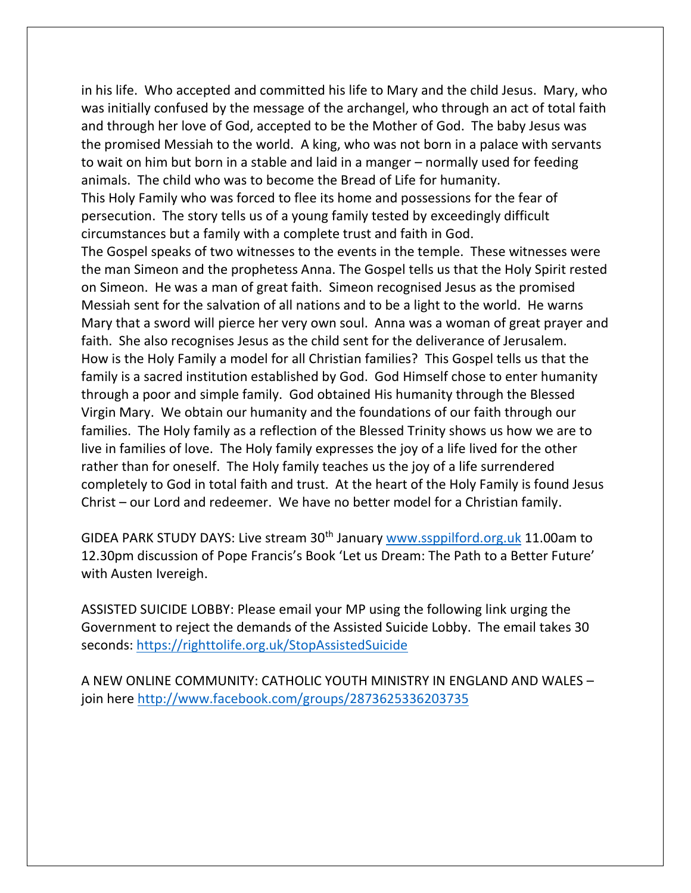in his life. Who accepted and committed his life to Mary and the child Jesus. Mary, who was initially confused by the message of the archangel, who through an act of total faith and through her love of God, accepted to be the Mother of God. The baby Jesus was the promised Messiah to the world. A king, who was not born in a palace with servants to wait on him but born in a stable and laid in a manger – normally used for feeding animals. The child who was to become the Bread of Life for humanity.
This Holy Family who was forced to flee its home and possessions for the fear of persecution. The story tells us of a young family tested by exceedingly difficult circumstances but a family with a complete trust and faith in God.
The Gospel speaks of two witnesses to the events in the temple. These witnesses were the man Simeon and the prophetess Anna. The Gospel tells us that the Holy Spirit rested on Simeon. He was a man of great faith. Simeon recognised Jesus as the promised Messiah sent for the salvation of all nations and to be a light to the world. He warns Mary that a sword will pierce her very own soul. Anna was a woman of great prayer and faith. She also recognises Jesus as the child sent for the deliverance of Jerusalem.
How is the Holy Family a model for all Christian families? This Gospel tells us that the family is a sacred institution established by God. God Himself chose to enter humanity through a poor and simple family. God obtained His humanity through the Blessed Virgin Mary. We obtain our humanity and the foundations of our faith through our families. The Holy family as a reflection of the Blessed Trinity shows us how we are to live in families of love. The Holy family expresses the joy of a life lived for the other rather than for oneself. The Holy family teaches us the joy of a life surrendered completely to God in total faith and trust. At the heart of the Holy Family is found Jesus Christ – our Lord and redeemer. We have no better model for a Christian family.

GIDEA PARK STUDY DAYS: Live stream 30th January www.ssppilford.org.uk 11.00am to 12.30pm discussion of Pope Francis's Book 'Let us Dream: The Path to a Better Future' with Austen Ivereigh.

ASSISTED SUICIDE LOBBY: Please email your MP using the following link urging the Government to reject the demands of the Assisted Suicide Lobby. The email takes 30 seconds: https://righttolife.org.uk/StopAssistedSuicide

A NEW ONLINE COMMUNITY: CATHOLIC YOUTH MINISTRY IN ENGLAND AND WALES – join here http://www.facebook.com/groups/2873625336203735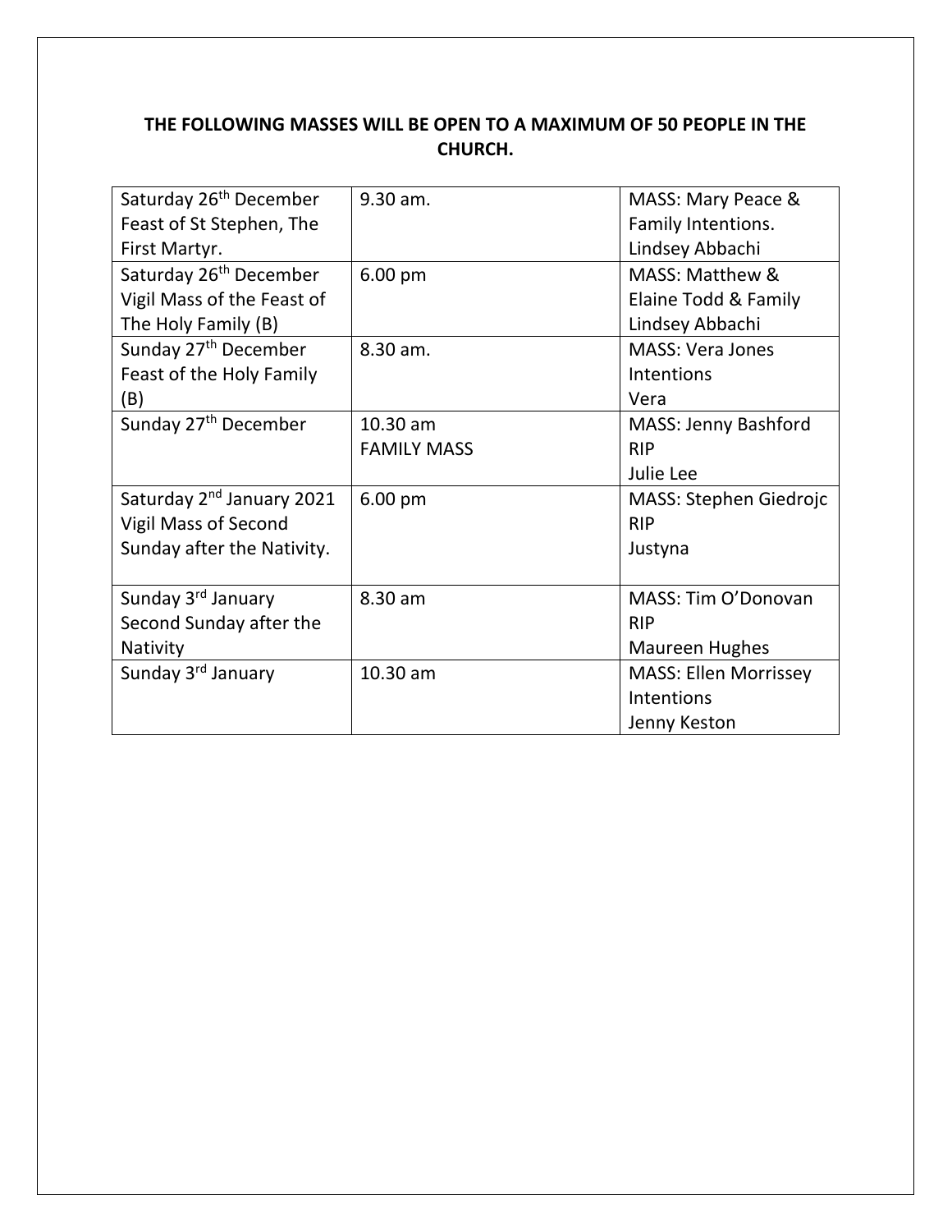**THE FOLLOWING MASSES WILL BE OPEN TO A MAXIMUM OF 50 PEOPLE IN THE CHURCH.**

| | | |
|---|---|---|
| Saturday 26th December Feast of St Stephen, The First Martyr. | 9.30 am. | MASS: Mary Peace & Family Intentions. Lindsey Abbachi |
| Saturday 26th December Vigil Mass of the Feast of The Holy Family (B) | 6.00 pm | MASS: Matthew & Elaine Todd & Family Lindsey Abbachi |
| Sunday 27th December Feast of the Holy Family (B) | 8.30 am. | MASS: Vera Jones Intentions Vera |
| Sunday 27th December | 10.30 am FAMILY MASS | MASS: Jenny Bashford RIP Julie Lee |
| Saturday 2nd January 2021 Vigil Mass of Second Sunday after the Nativity. | 6.00 pm | MASS: Stephen Giedrojc RIP Justyna |
| Sunday 3rd January Second Sunday after the Nativity | 8.30 am | MASS: Tim O'Donovan RIP Maureen Hughes |
| Sunday 3rd January | 10.30 am | MASS: Ellen Morrissey Intentions Jenny Keston |